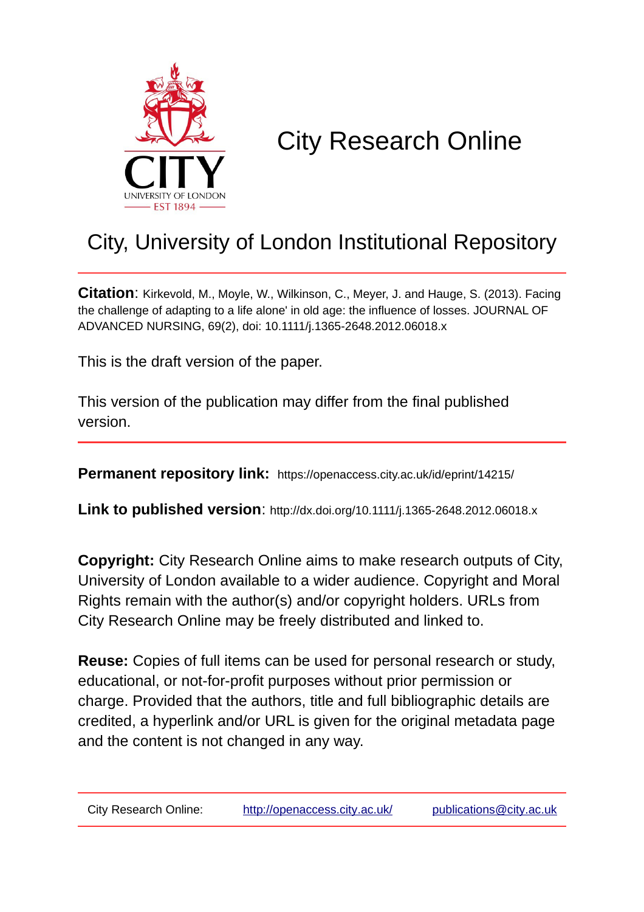# City Research Online

## City, University of London Institutional Repository

**Citation**: Kirkevold, M., Moyle, W., Wilkinson, C., Meyer, J. and Hauge, S. (2013). Facing the challenge of adapting to a life alone' in old age: the influence of losses. JOURNAL OF ADVANCED NURSING, 69(2), doi: 10.1111/j.1365-2648.2012.06018.x

This is the draft version of the paper.

This version of the publication may differ from the final published version.

---

**Permanent repository link:** https://openaccess.city.ac.uk/id/eprint/14215/

**Link to published version**: http://dx.doi.org/10.1111/j.1365-2648.2012.06018.x

**Copyright:** City Research Online aims to make research outputs of City, University of London available to a wider audience. Copyright and Moral Rights remain with the author(s) and/or copyright holders. URLs from City Research Online may be freely distributed and linked to.

**Reuse:** Copies of full items can be used for personal research or study, educational, or not-for-profit purposes without prior permission or charge. Provided that the authors, title and full bibliographic details are credited, a hyperlink and/or URL is given for the original metadata page and the content is not changed in any way.

---

City Research Online: http://openaccess.city.ac.uk/ publications@city.ac.uk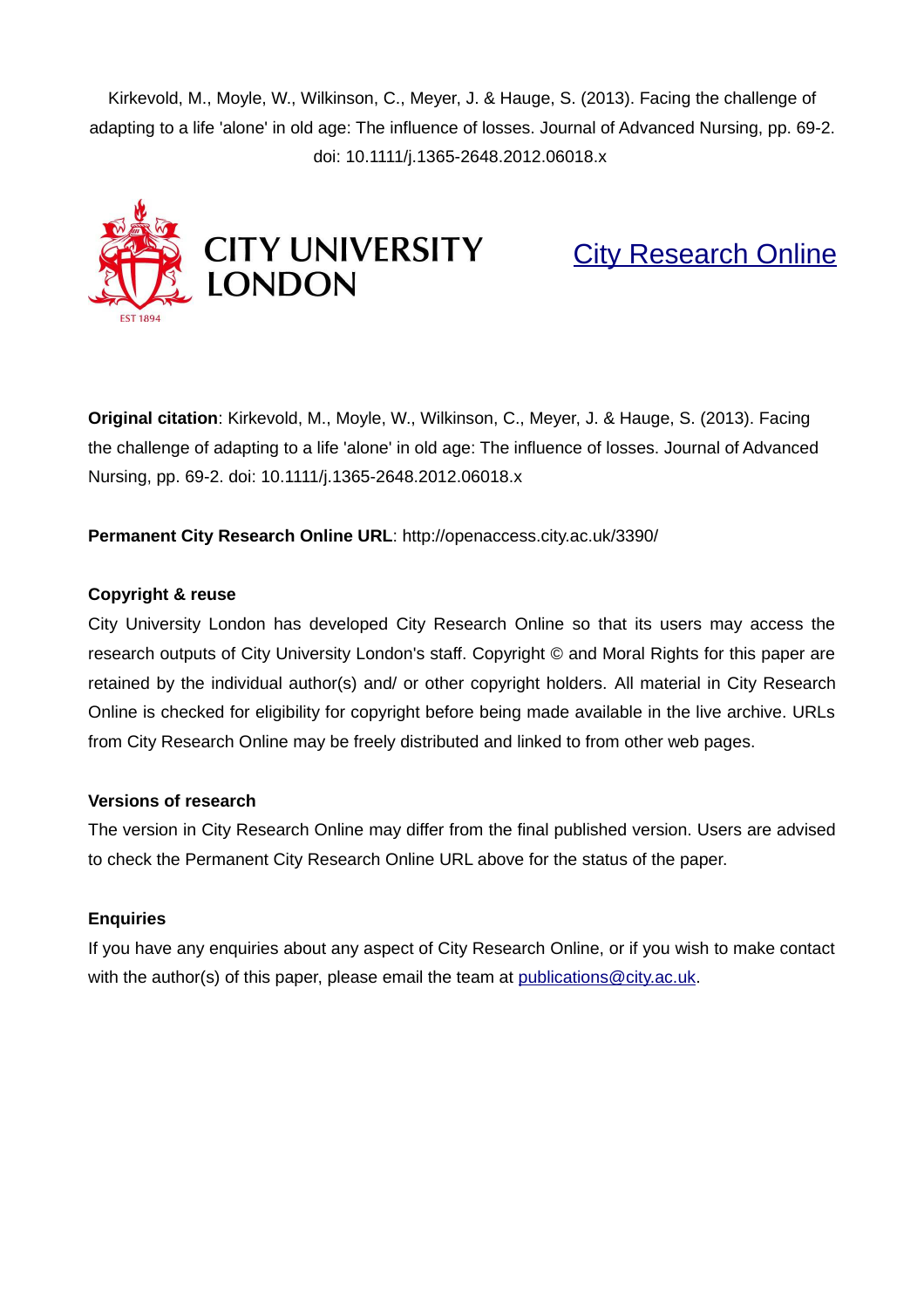Kirkevold, M., Moyle, W., Wilkinson, C., Meyer, J. & Hauge, S. (2013). Facing the challenge of adapting to a life 'alone' in old age: The influence of losses. Journal of Advanced Nursing, pp. 69-2. doi: 10.1111/j.1365-2648.2012.06018.x

CITY UNIVERSITY LONDON

EST 1894

City Research Online

**Original citation**: Kirkevold, M., Moyle, W., Wilkinson, C., Meyer, J. & Hauge, S. (2013). Facing the challenge of adapting to a life 'alone' in old age: The influence of losses. Journal of Advanced Nursing, pp. 69-2. doi: 10.1111/j.1365-2648.2012.06018.x

**Permanent City Research Online URL**: http://openaccess.city.ac.uk/3390/

**Copyright & reuse**

City University London has developed City Research Online so that its users may access the research outputs of City University London's staff. Copyright © and Moral Rights for this paper are retained by the individual author(s) and/ or other copyright holders. All material in City Research Online is checked for eligibility for copyright before being made available in the live archive. URLs from City Research Online may be freely distributed and linked to from other web pages.

**Versions of research**

The version in City Research Online may differ from the final published version. Users are advised to check the Permanent City Research Online URL above for the status of the paper.

**Enquiries**

If you have any enquiries about any aspect of City Research Online, or if you wish to make contact with the author(s) of this paper, please email the team at publications@city.ac.uk.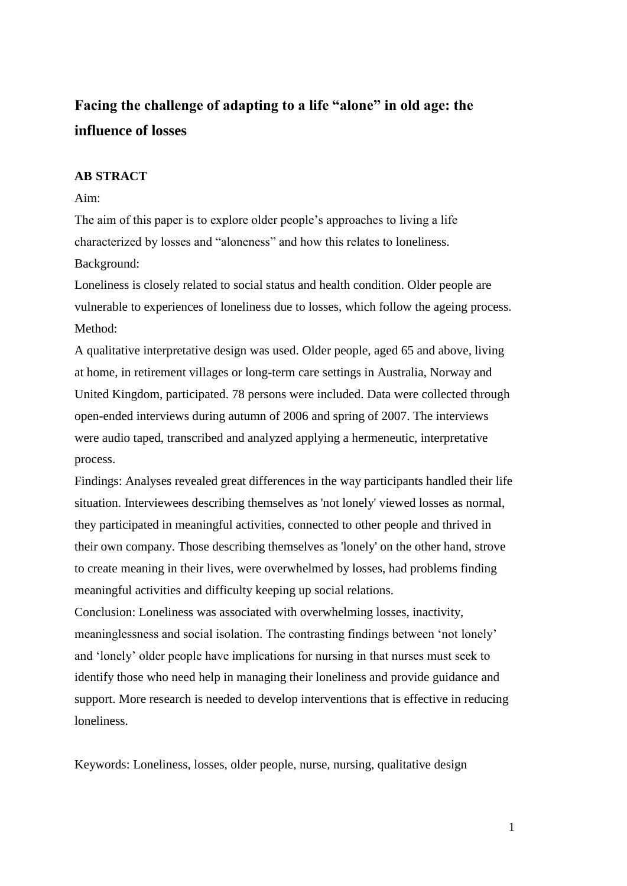# Facing the challenge of adapting to a life "alone" in old age: the influence of losses

## AB STRACT

Aim:

The aim of this paper is to explore older people's approaches to living a life characterized by losses and "aloneness" and how this relates to loneliness.

Background:

Loneliness is closely related to social status and health condition. Older people are vulnerable to experiences of loneliness due to losses, which follow the ageing process.

Method:

A qualitative interpretative design was used. Older people, aged 65 and above, living at home, in retirement villages or long-term care settings in Australia, Norway and United Kingdom, participated. 78 persons were included. Data were collected through open-ended interviews during autumn of 2006 and spring of 2007. The interviews were audio taped, transcribed and analyzed applying a hermeneutic, interpretative process.

Findings: Analyses revealed great differences in the way participants handled their life situation. Interviewees describing themselves as 'not lonely' viewed losses as normal, they participated in meaningful activities, connected to other people and thrived in their own company. Those describing themselves as 'lonely' on the other hand, strove to create meaning in their lives, were overwhelmed by losses, had problems finding meaningful activities and difficulty keeping up social relations.

Conclusion: Loneliness was associated with overwhelming losses, inactivity, meaninglessness and social isolation. The contrasting findings between 'not lonely' and 'lonely' older people have implications for nursing in that nurses must seek to identify those who need help in managing their loneliness and provide guidance and support. More research is needed to develop interventions that is effective in reducing loneliness.

Keywords: Loneliness, losses, older people, nurse, nursing, qualitative design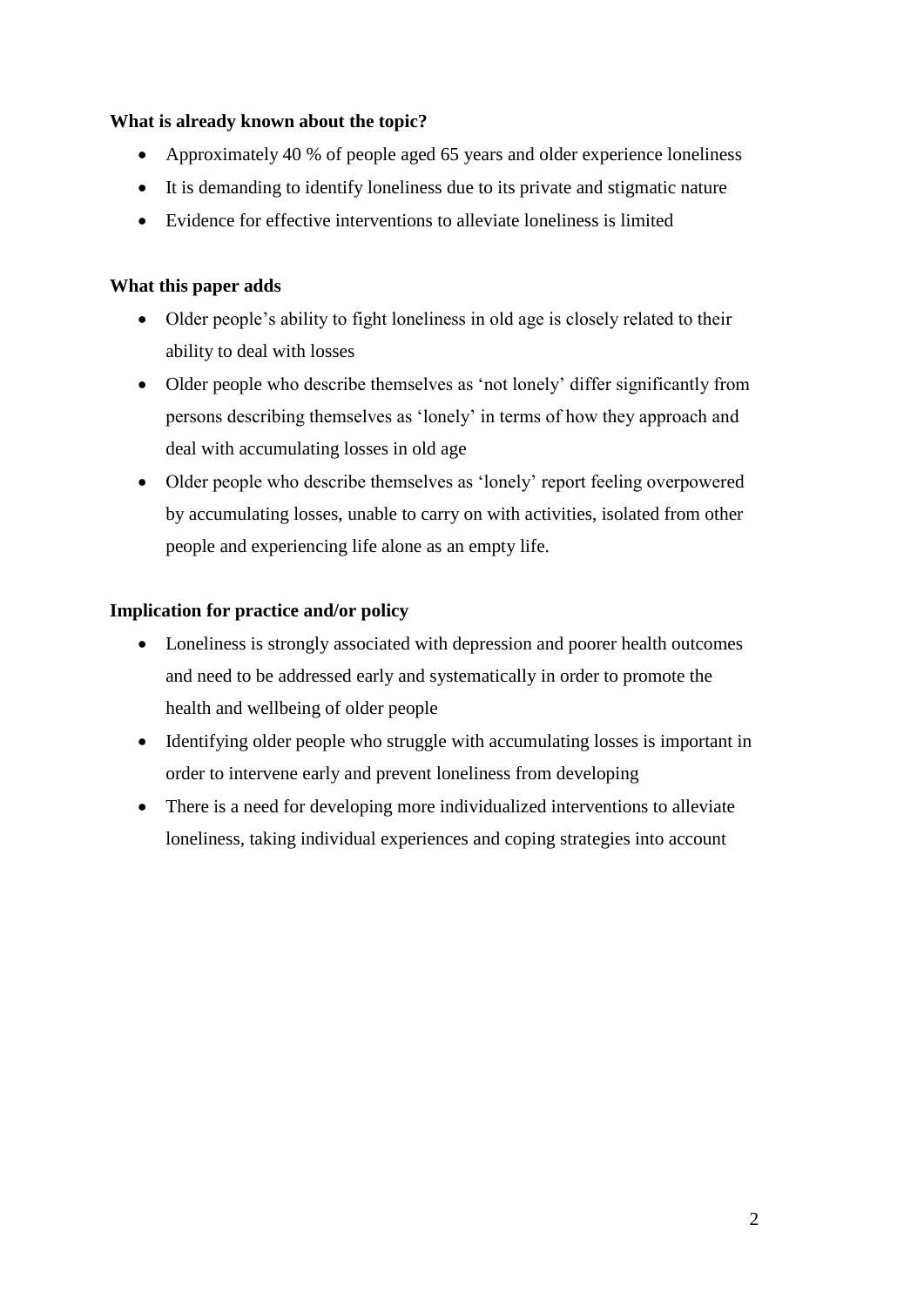**What is already known about the topic?**

- Approximately 40 % of people aged 65 years and older experience loneliness
- It is demanding to identify loneliness due to its private and stigmatic nature
- Evidence for effective interventions to alleviate loneliness is limited

**What this paper adds**

- Older people's ability to fight loneliness in old age is closely related to their ability to deal with losses
- Older people who describe themselves as 'not lonely' differ significantly from persons describing themselves as 'lonely' in terms of how they approach and deal with accumulating losses in old age
- Older people who describe themselves as 'lonely' report feeling overpowered by accumulating losses, unable to carry on with activities, isolated from other people and experiencing life alone as an empty life.

**Implication for practice and/or policy**

- Loneliness is strongly associated with depression and poorer health outcomes and need to be addressed early and systematically in order to promote the health and wellbeing of older people
- Identifying older people who struggle with accumulating losses is important in order to intervene early and prevent loneliness from developing
- There is a need for developing more individualized interventions to alleviate loneliness, taking individual experiences and coping strategies into account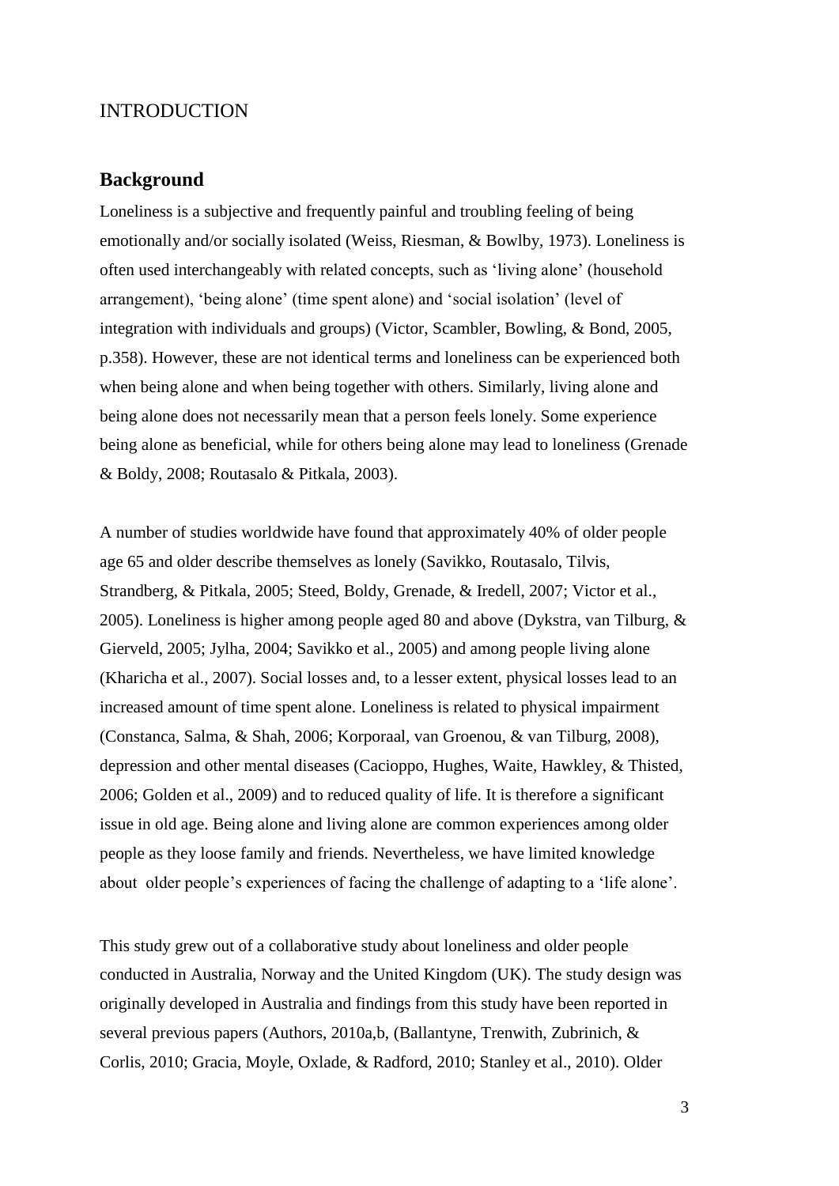# INTRODUCTION

## Background

Loneliness is a subjective and frequently painful and troubling feeling of being emotionally and/or socially isolated (Weiss, Riesman, & Bowlby, 1973). Loneliness is often used interchangeably with related concepts, such as 'living alone' (household arrangement), 'being alone' (time spent alone) and 'social isolation' (level of integration with individuals and groups) (Victor, Scambler, Bowling, & Bond, 2005, p.358). However, these are not identical terms and loneliness can be experienced both when being alone and when being together with others. Similarly, living alone and being alone does not necessarily mean that a person feels lonely. Some experience being alone as beneficial, while for others being alone may lead to loneliness (Grenade & Boldy, 2008; Routasalo & Pitkala, 2003).

A number of studies worldwide have found that approximately 40% of older people age 65 and older describe themselves as lonely (Savikko, Routasalo, Tilvis, Strandberg, & Pitkala, 2005; Steed, Boldy, Grenade, & Iredell, 2007; Victor et al., 2005). Loneliness is higher among people aged 80 and above (Dykstra, van Tilburg, & Gierveld, 2005; Jylha, 2004; Savikko et al., 2005) and among people living alone (Kharicha et al., 2007). Social losses and, to a lesser extent, physical losses lead to an increased amount of time spent alone. Loneliness is related to physical impairment (Constanca, Salma, & Shah, 2006; Korporaal, van Groenou, & van Tilburg, 2008), depression and other mental diseases (Cacioppo, Hughes, Waite, Hawkley, & Thisted, 2006; Golden et al., 2009) and to reduced quality of life. It is therefore a significant issue in old age. Being alone and living alone are common experiences among older people as they loose family and friends. Nevertheless, we have limited knowledge about older people's experiences of facing the challenge of adapting to a 'life alone'.

This study grew out of a collaborative study about loneliness and older people conducted in Australia, Norway and the United Kingdom (UK). The study design was originally developed in Australia and findings from this study have been reported in several previous papers (Authors, 2010a,b, (Ballantyne, Trenwith, Zubrinich, & Corlis, 2010; Gracia, Moyle, Oxlade, & Radford, 2010; Stanley et al., 2010). Older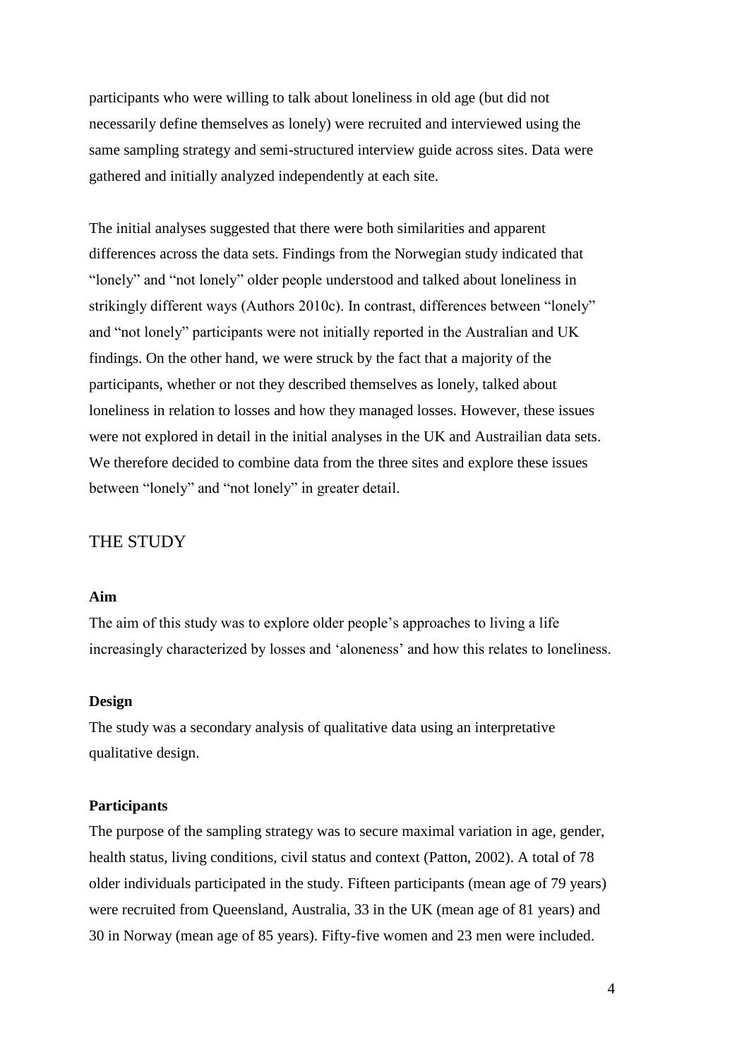participants who were willing to talk about loneliness in old age (but did not necessarily define themselves as lonely) were recruited and interviewed using the same sampling strategy and semi-structured interview guide across sites. Data were gathered and initially analyzed independently at each site.

The initial analyses suggested that there were both similarities and apparent differences across the data sets. Findings from the Norwegian study indicated that "lonely" and "not lonely" older people understood and talked about loneliness in strikingly different ways (Authors 2010c). In contrast, differences between "lonely" and "not lonely" participants were not initially reported in the Australian and UK findings. On the other hand, we were struck by the fact that a majority of the participants, whether or not they described themselves as lonely, talked about loneliness in relation to losses and how they managed losses. However, these issues were not explored in detail in the initial analyses in the UK and Austrailian data sets. We therefore decided to combine data from the three sites and explore these issues between "lonely" and "not lonely" in greater detail.

## THE STUDY

### Aim

The aim of this study was to explore older people's approaches to living a life increasingly characterized by losses and 'aloneness' and how this relates to loneliness.

### Design

The study was a secondary analysis of qualitative data using an interpretative qualitative design.

### Participants

The purpose of the sampling strategy was to secure maximal variation in age, gender, health status, living conditions, civil status and context (Patton, 2002). A total of 78 older individuals participated in the study. Fifteen participants (mean age of 79 years) were recruited from Queensland, Australia, 33 in the UK (mean age of 81 years) and 30 in Norway (mean age of 85 years). Fifty-five women and 23 men were included.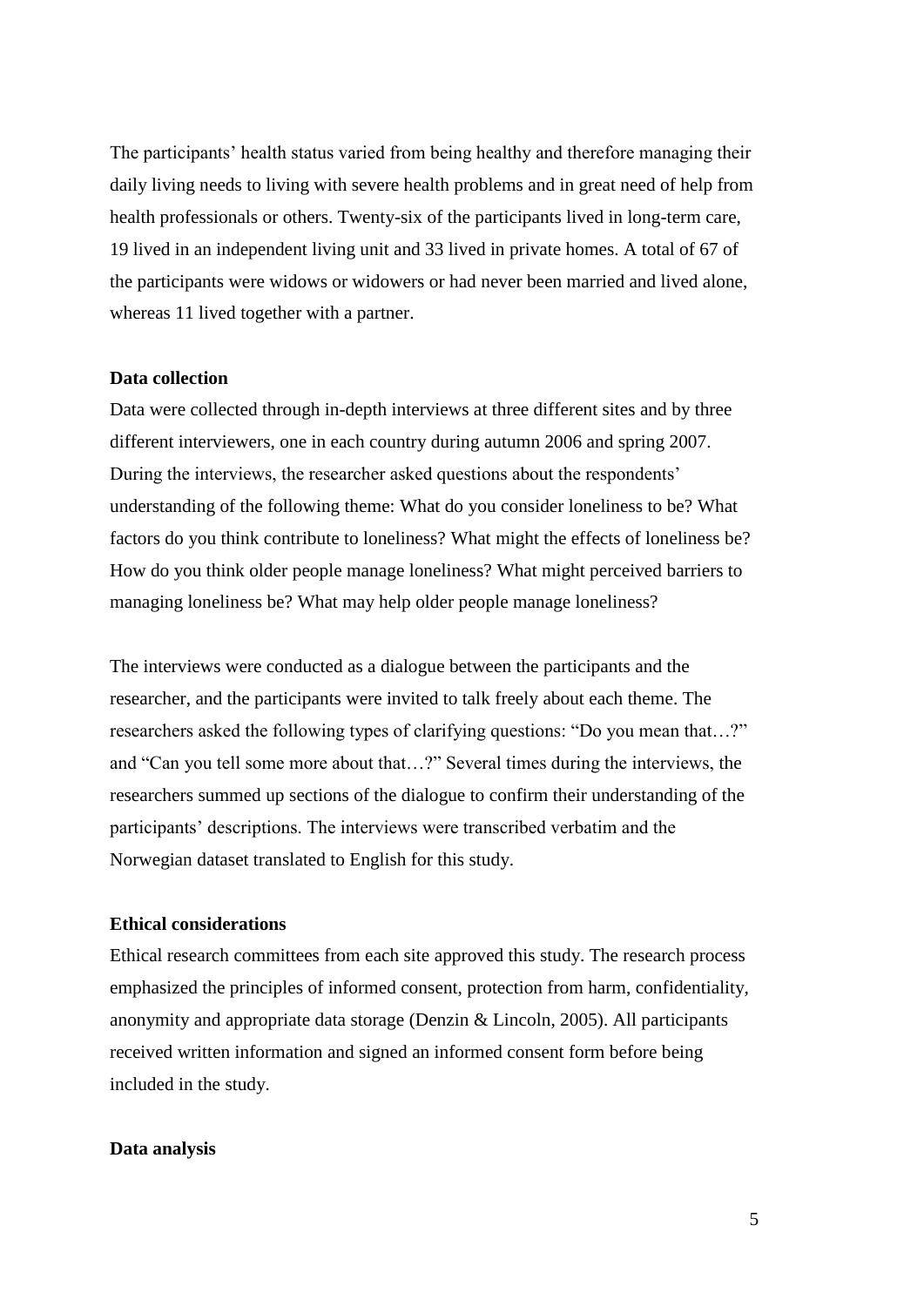The participants' health status varied from being healthy and therefore managing their daily living needs to living with severe health problems and in great need of help from health professionals or others. Twenty-six of the participants lived in long-term care, 19 lived in an independent living unit and 33 lived in private homes. A total of 67 of the participants were widows or widowers or had never been married and lived alone, whereas 11 lived together with a partner.

**Data collection**

Data were collected through in-depth interviews at three different sites and by three different interviewers, one in each country during autumn 2006 and spring 2007. During the interviews, the researcher asked questions about the respondents' understanding of the following theme: What do you consider loneliness to be? What factors do you think contribute to loneliness? What might the effects of loneliness be? How do you think older people manage loneliness? What might perceived barriers to managing loneliness be? What may help older people manage loneliness?

The interviews were conducted as a dialogue between the participants and the researcher, and the participants were invited to talk freely about each theme. The researchers asked the following types of clarifying questions: "Do you mean that…?" and "Can you tell some more about that…?" Several times during the interviews, the researchers summed up sections of the dialogue to confirm their understanding of the participants' descriptions. The interviews were transcribed verbatim and the Norwegian dataset translated to English for this study.

**Ethical considerations**

Ethical research committees from each site approved this study. The research process emphasized the principles of informed consent, protection from harm, confidentiality, anonymity and appropriate data storage (Denzin & Lincoln, 2005). All participants received written information and signed an informed consent form before being included in the study.

**Data analysis**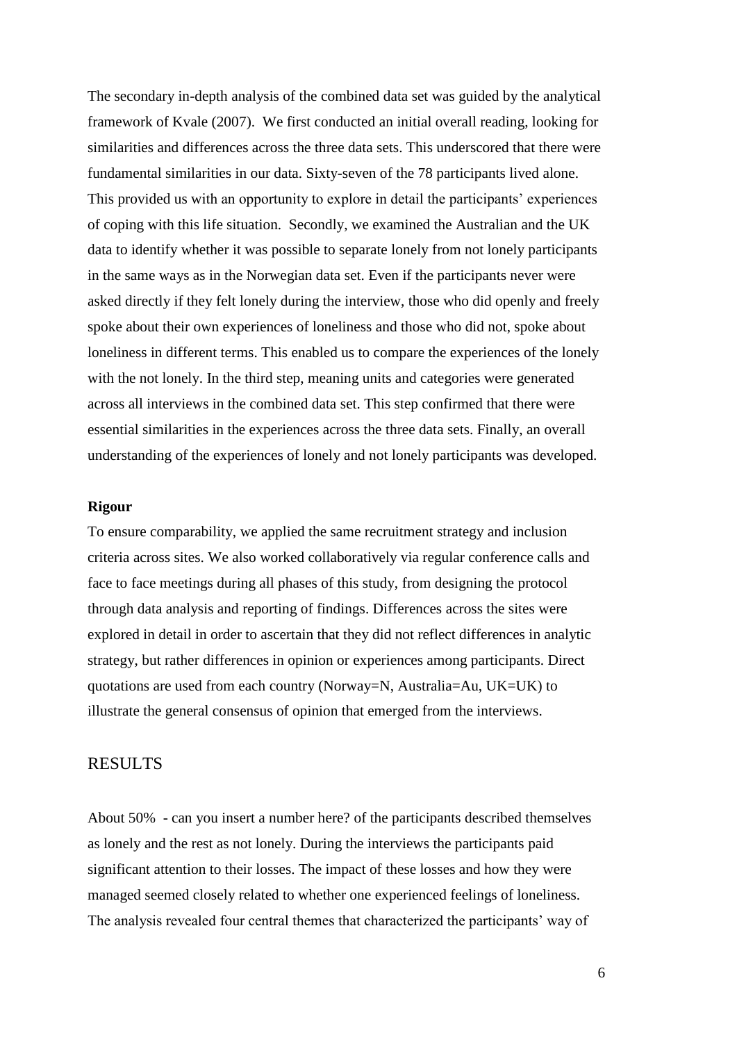The secondary in-depth analysis of the combined data set was guided by the analytical framework of Kvale (2007). We first conducted an initial overall reading, looking for similarities and differences across the three data sets. This underscored that there were fundamental similarities in our data. Sixty-seven of the 78 participants lived alone. This provided us with an opportunity to explore in detail the participants' experiences of coping with this life situation. Secondly, we examined the Australian and the UK data to identify whether it was possible to separate lonely from not lonely participants in the same ways as in the Norwegian data set. Even if the participants never were asked directly if they felt lonely during the interview, those who did openly and freely spoke about their own experiences of loneliness and those who did not, spoke about loneliness in different terms. This enabled us to compare the experiences of the lonely with the not lonely. In the third step, meaning units and categories were generated across all interviews in the combined data set. This step confirmed that there were essential similarities in the experiences across the three data sets. Finally, an overall understanding of the experiences of lonely and not lonely participants was developed.

**Rigour**

To ensure comparability, we applied the same recruitment strategy and inclusion criteria across sites. We also worked collaboratively via regular conference calls and face to face meetings during all phases of this study, from designing the protocol through data analysis and reporting of findings. Differences across the sites were explored in detail in order to ascertain that they did not reflect differences in analytic strategy, but rather differences in opinion or experiences among participants. Direct quotations are used from each country (Norway=N, Australia=Au, UK=UK) to illustrate the general consensus of opinion that emerged from the interviews.

## RESULTS

About 50% - can you insert a number here? of the participants described themselves as lonely and the rest as not lonely. During the interviews the participants paid significant attention to their losses. The impact of these losses and how they were managed seemed closely related to whether one experienced feelings of loneliness. The analysis revealed four central themes that characterized the participants' way of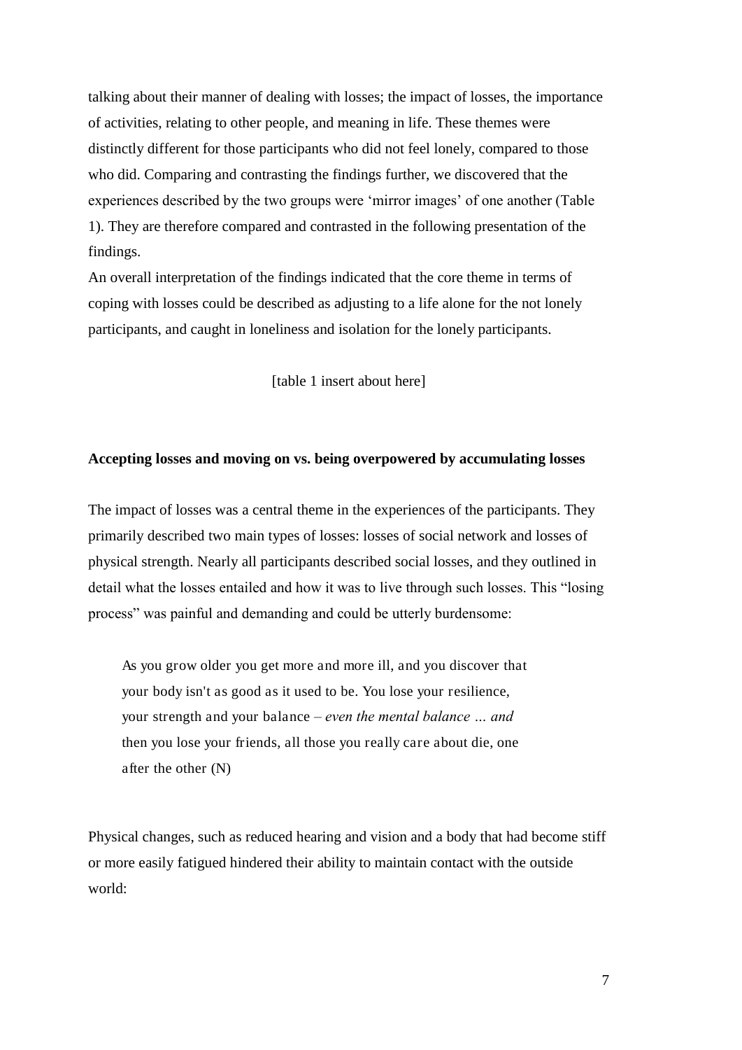talking about their manner of dealing with losses; the impact of losses, the importance of activities, relating to other people, and meaning in life. These themes were distinctly different for those participants who did not feel lonely, compared to those who did. Comparing and contrasting the findings further, we discovered that the experiences described by the two groups were 'mirror images' of one another (Table 1). They are therefore compared and contrasted in the following presentation of the findings.

An overall interpretation of the findings indicated that the core theme in terms of coping with losses could be described as adjusting to a life alone for the not lonely participants, and caught in loneliness and isolation for the lonely participants.

[table 1 insert about here]

**Accepting losses and moving on vs. being overpowered by accumulating losses**

The impact of losses was a central theme in the experiences of the participants. They primarily described two main types of losses: losses of social network and losses of physical strength. Nearly all participants described social losses, and they outlined in detail what the losses entailed and how it was to live through such losses. This "losing process" was painful and demanding and could be utterly burdensome:

> As you grow older you get more and more ill, and you discover that your body isn't as good as it used to be. You lose your resilience, your strength and your balance – *even the mental balance … and* then you lose your friends, all those you really care about die, one after the other (N)

Physical changes, such as reduced hearing and vision and a body that had become stiff or more easily fatigued hindered their ability to maintain contact with the outside world: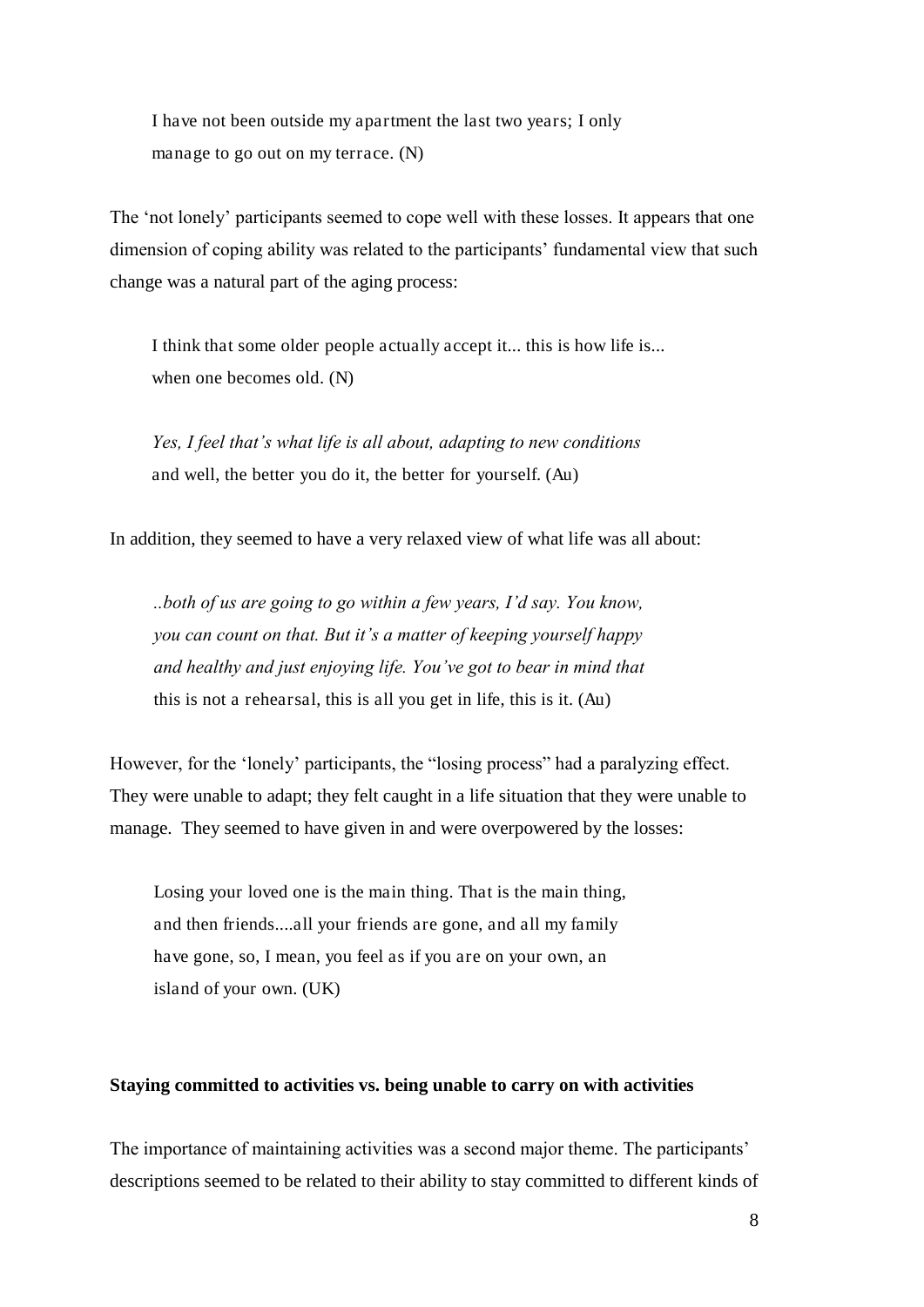> I have not been outside my apartment the last two years; I only manage to go out on my terrace. (N)

The 'not lonely' participants seemed to cope well with these losses. It appears that one dimension of coping ability was related to the participants' fundamental view that such change was a natural part of the aging process:

> I think that some older people actually accept it... this is how life is... when one becomes old. (N)

> *Yes, I feel that's what life is all about, adapting to new conditions* and well, the better you do it, the better for yourself. (Au)

In addition, they seemed to have a very relaxed view of what life was all about:

> *..both of us are going to go within a few years, I'd say. You know, you can count on that. But it's a matter of keeping yourself happy and healthy and just enjoying life. You've got to bear in mind that* this is not a rehearsal, this is all you get in life, this is it. (Au)

However, for the 'lonely' participants, the "losing process" had a paralyzing effect. They were unable to adapt; they felt caught in a life situation that they were unable to manage. They seemed to have given in and were overpowered by the losses:

> Losing your loved one is the main thing. That is the main thing, and then friends....all your friends are gone, and all my family have gone, so, I mean, you feel as if you are on your own, an island of your own. (UK)

**Staying committed to activities vs. being unable to carry on with activities**

The importance of maintaining activities was a second major theme. The participants' descriptions seemed to be related to their ability to stay committed to different kinds of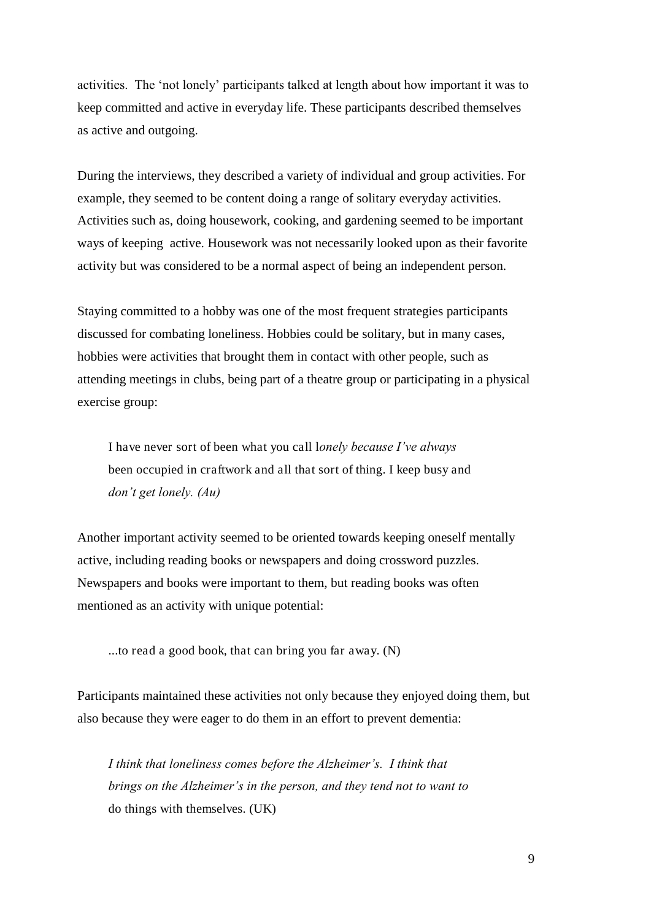activities. The 'not lonely' participants talked at length about how important it was to keep committed and active in everyday life. These participants described themselves as active and outgoing.

During the interviews, they described a variety of individual and group activities. For example, they seemed to be content doing a range of solitary everyday activities. Activities such as, doing housework, cooking, and gardening seemed to be important ways of keeping active. Housework was not necessarily looked upon as their favorite activity but was considered to be a normal aspect of being an independent person.

Staying committed to a hobby was one of the most frequent strategies participants discussed for combating loneliness. Hobbies could be solitary, but in many cases, hobbies were activities that brought them in contact with other people, such as attending meetings in clubs, being part of a theatre group or participating in a physical exercise group:

> I have never sort of been what you call l*onely because I've always* been occupied in craftwork and all that sort of thing. I keep busy and *don't get lonely. (Au)*

Another important activity seemed to be oriented towards keeping oneself mentally active, including reading books or newspapers and doing crossword puzzles. Newspapers and books were important to them, but reading books was often mentioned as an activity with unique potential:

> ...to read a good book, that can bring you far away. (N)

Participants maintained these activities not only because they enjoyed doing them, but also because they were eager to do them in an effort to prevent dementia:

> *I think that loneliness comes before the Alzheimer's. I think that brings on the Alzheimer's in the person, and they tend not to want to* do things with themselves. (UK)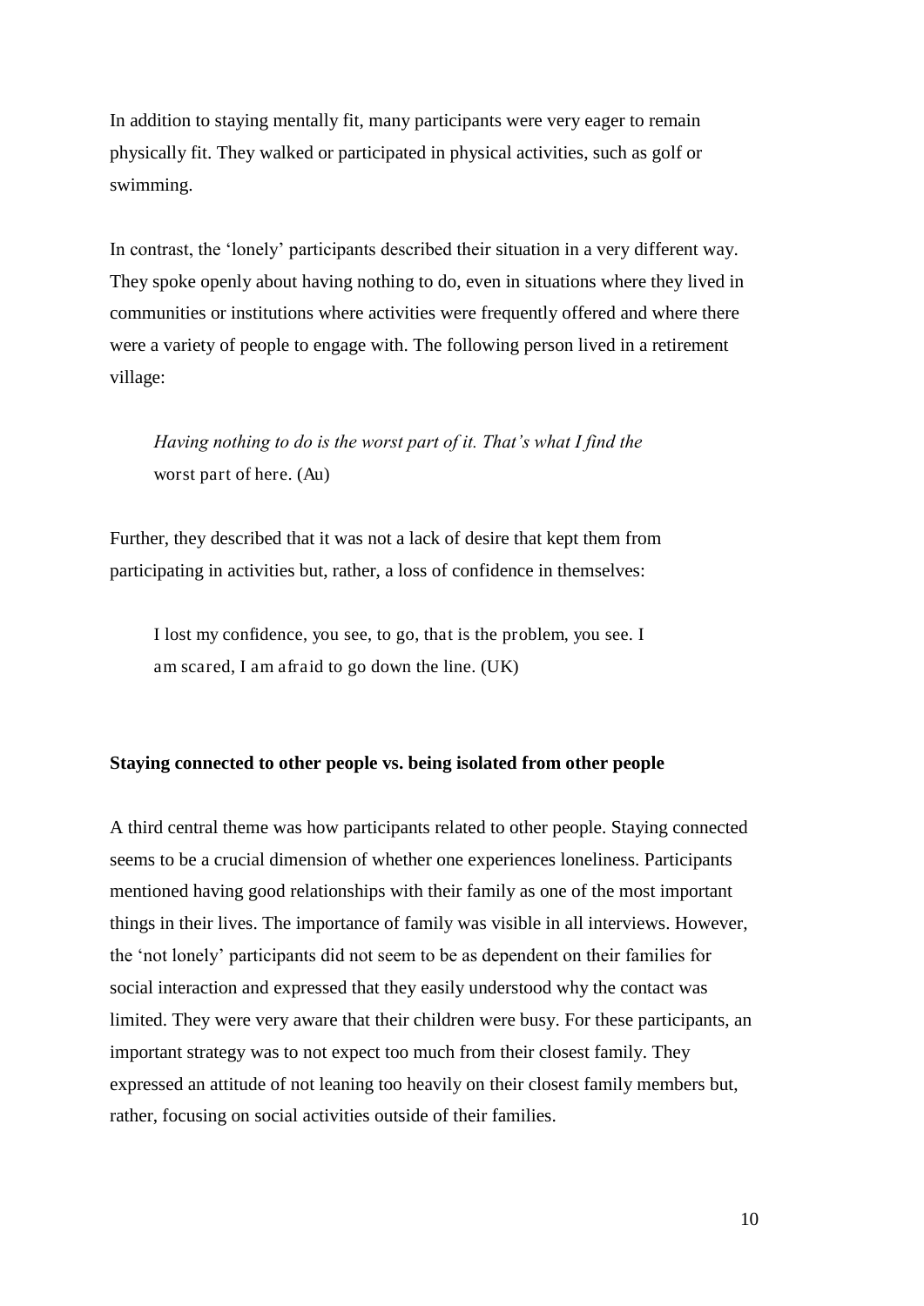In addition to staying mentally fit, many participants were very eager to remain physically fit. They walked or participated in physical activities, such as golf or swimming.

In contrast, the 'lonely' participants described their situation in a very different way. They spoke openly about having nothing to do, even in situations where they lived in communities or institutions where activities were frequently offered and where there were a variety of people to engage with. The following person lived in a retirement village:

> *Having nothing to do is the worst part of it. That's what I find the* worst part of here. (Au)

Further, they described that it was not a lack of desire that kept them from participating in activities but, rather, a loss of confidence in themselves:

> I lost my confidence, you see, to go, that is the problem, you see. I am scared, I am afraid to go down the line. (UK)

**Staying connected to other people vs. being isolated from other people**

A third central theme was how participants related to other people. Staying connected seems to be a crucial dimension of whether one experiences loneliness. Participants mentioned having good relationships with their family as one of the most important things in their lives. The importance of family was visible in all interviews. However, the 'not lonely' participants did not seem to be as dependent on their families for social interaction and expressed that they easily understood why the contact was limited. They were very aware that their children were busy. For these participants, an important strategy was to not expect too much from their closest family. They expressed an attitude of not leaning too heavily on their closest family members but, rather, focusing on social activities outside of their families.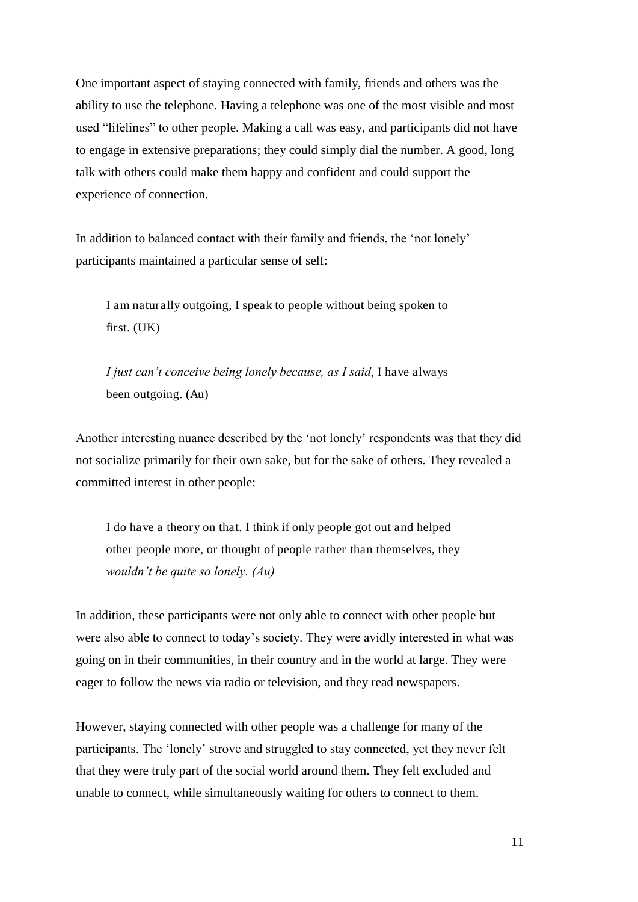One important aspect of staying connected with family, friends and others was the ability to use the telephone. Having a telephone was one of the most visible and most used "lifelines" to other people. Making a call was easy, and participants did not have to engage in extensive preparations; they could simply dial the number. A good, long talk with others could make them happy and confident and could support the experience of connection.

In addition to balanced contact with their family and friends, the 'not lonely' participants maintained a particular sense of self:

> I am naturally outgoing, I speak to people without being spoken to first. (UK)

> *I just can't conceive being lonely because, as I said*, I have always been outgoing. (Au)

Another interesting nuance described by the 'not lonely' respondents was that they did not socialize primarily for their own sake, but for the sake of others. They revealed a committed interest in other people:

> I do have a theory on that. I think if only people got out and helped other people more, or thought of people rather than themselves, they *wouldn't be quite so lonely. (Au)*

In addition, these participants were not only able to connect with other people but were also able to connect to today's society. They were avidly interested in what was going on in their communities, in their country and in the world at large. They were eager to follow the news via radio or television, and they read newspapers.

However, staying connected with other people was a challenge for many of the participants. The 'lonely' strove and struggled to stay connected, yet they never felt that they were truly part of the social world around them. They felt excluded and unable to connect, while simultaneously waiting for others to connect to them.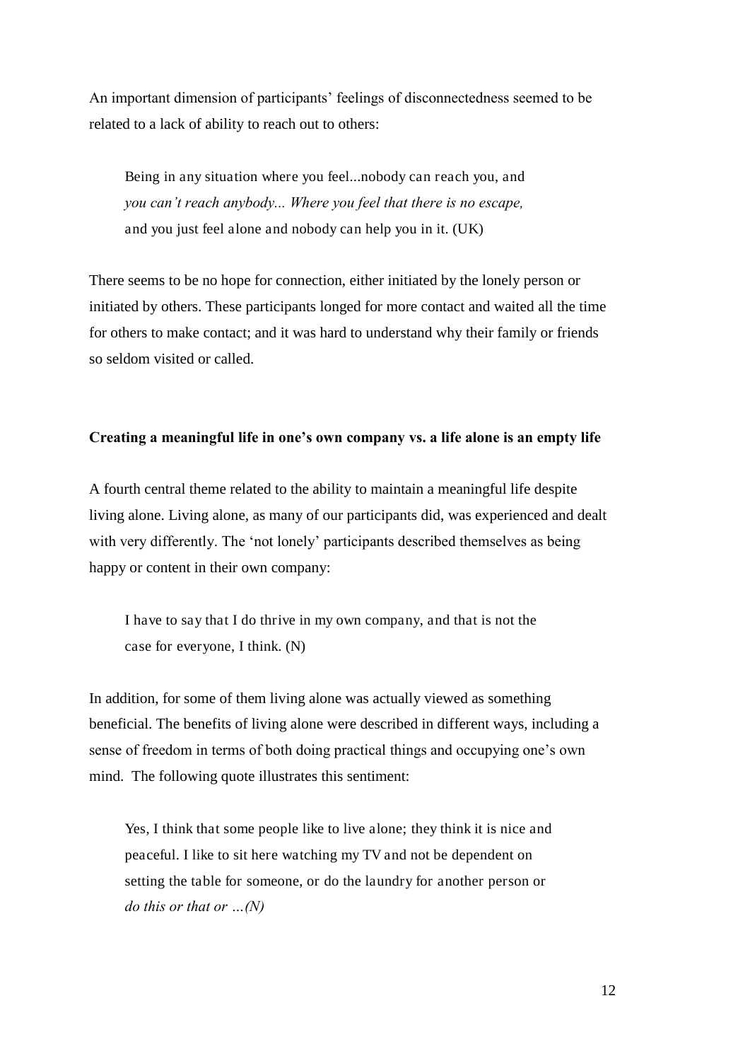An important dimension of participants' feelings of disconnectedness seemed to be related to a lack of ability to reach out to others:

> Being in any situation where you feel...nobody can reach you, and *you can't reach anybody... Where you feel that there is no escape,* and you just feel alone and nobody can help you in it. (UK)

There seems to be no hope for connection, either initiated by the lonely person or initiated by others. These participants longed for more contact and waited all the time for others to make contact; and it was hard to understand why their family or friends so seldom visited or called.

**Creating a meaningful life in one's own company vs. a life alone is an empty life**

A fourth central theme related to the ability to maintain a meaningful life despite living alone. Living alone, as many of our participants did, was experienced and dealt with very differently. The 'not lonely' participants described themselves as being happy or content in their own company:

> I have to say that I do thrive in my own company, and that is not the case for everyone, I think. (N)

In addition, for some of them living alone was actually viewed as something beneficial. The benefits of living alone were described in different ways, including a sense of freedom in terms of both doing practical things and occupying one's own mind. The following quote illustrates this sentiment:

> Yes, I think that some people like to live alone; they think it is nice and peaceful. I like to sit here watching my TV and not be dependent on setting the table for someone, or do the laundry for another person or *do this or that or …(N)*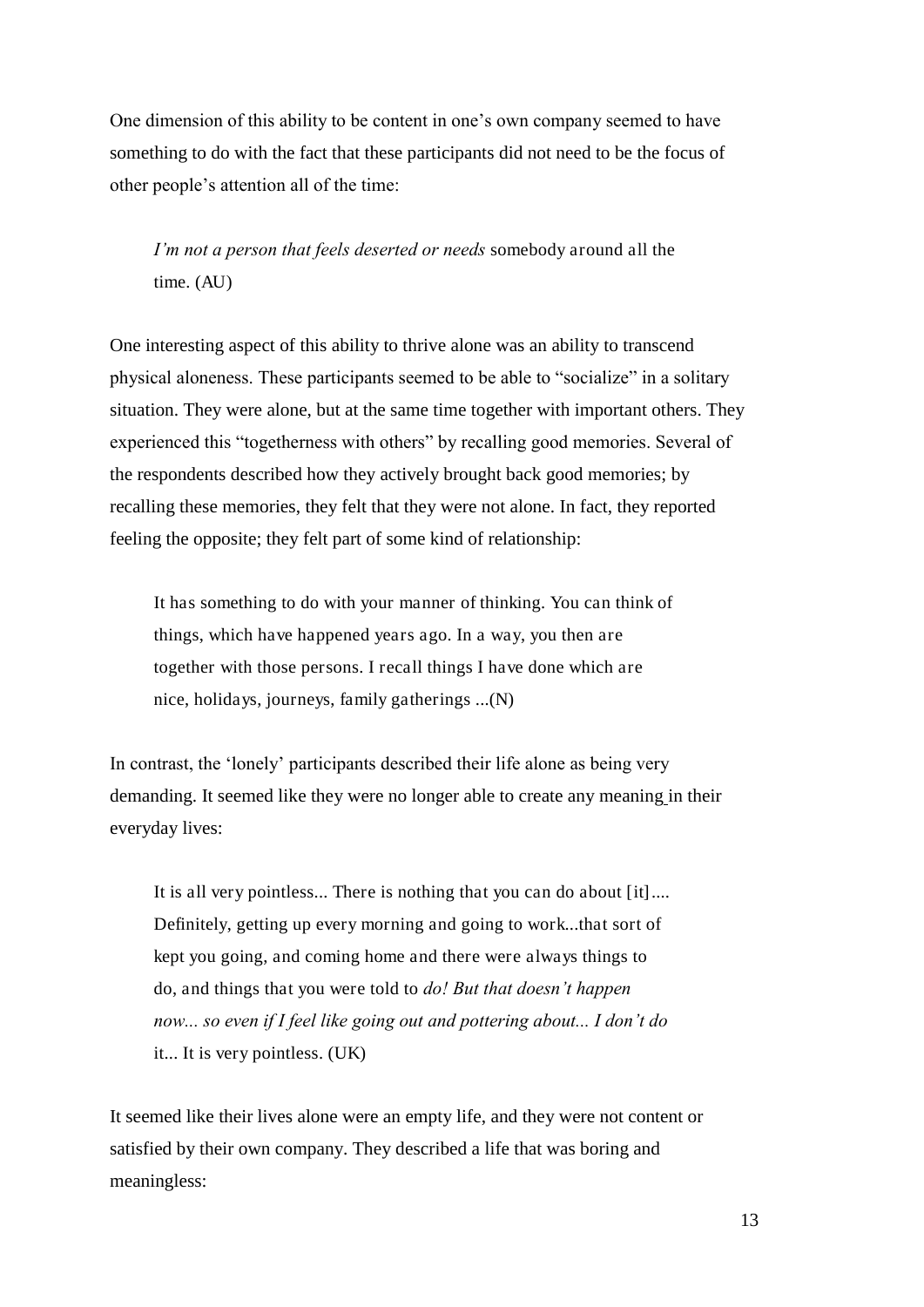One dimension of this ability to be content in one's own company seemed to have something to do with the fact that these participants did not need to be the focus of other people's attention all of the time:

> *I'm not a person that feels deserted or needs* somebody around all the time. (AU)

One interesting aspect of this ability to thrive alone was an ability to transcend physical aloneness. These participants seemed to be able to "socialize" in a solitary situation. They were alone, but at the same time together with important others. They experienced this "togetherness with others" by recalling good memories. Several of the respondents described how they actively brought back good memories; by recalling these memories, they felt that they were not alone. In fact, they reported feeling the opposite; they felt part of some kind of relationship:

> It has something to do with your manner of thinking. You can think of things, which have happened years ago. In a way, you then are together with those persons. I recall things I have done which are nice, holidays, journeys, family gatherings ...(N)

In contrast, the 'lonely' participants described their life alone as being very demanding. It seemed like they were no longer able to create any meaning in their everyday lives:

> It is all very pointless... There is nothing that you can do about [it].... Definitely, getting up every morning and going to work...that sort of kept you going, and coming home and there were always things to do, and things that you were told to *do! But that doesn't happen now... so even if I feel like going out and pottering about... I don't do* it... It is very pointless. (UK)

It seemed like their lives alone were an empty life, and they were not content or satisfied by their own company. They described a life that was boring and meaningless: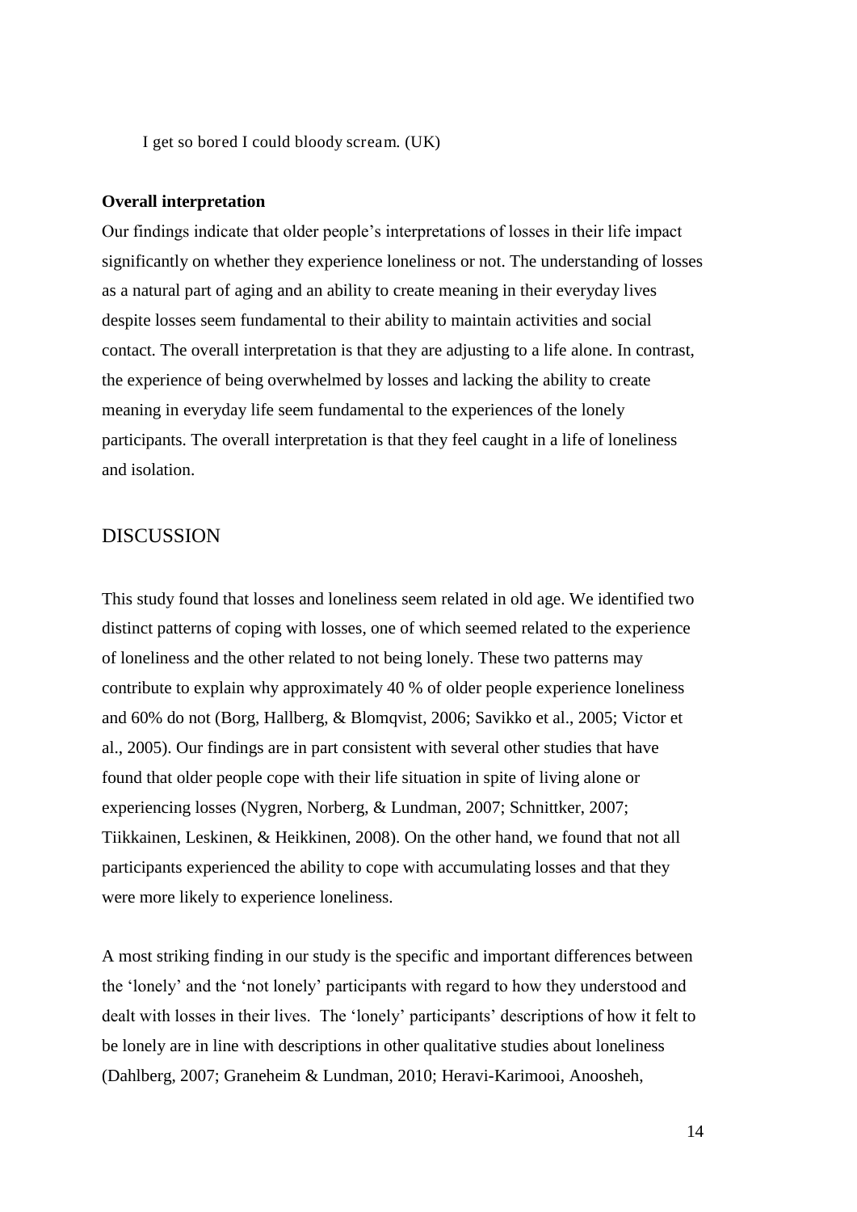I get so bored I could bloody scream. (UK)

**Overall interpretation**

Our findings indicate that older people's interpretations of losses in their life impact significantly on whether they experience loneliness or not. The understanding of losses as a natural part of aging and an ability to create meaning in their everyday lives despite losses seem fundamental to their ability to maintain activities and social contact. The overall interpretation is that they are adjusting to a life alone. In contrast, the experience of being overwhelmed by losses and lacking the ability to create meaning in everyday life seem fundamental to the experiences of the lonely participants. The overall interpretation is that they feel caught in a life of loneliness and isolation.

# DISCUSSION

This study found that losses and loneliness seem related in old age. We identified two distinct patterns of coping with losses, one of which seemed related to the experience of loneliness and the other related to not being lonely. These two patterns may contribute to explain why approximately 40 % of older people experience loneliness and 60% do not (Borg, Hallberg, & Blomqvist, 2006; Savikko et al., 2005; Victor et al., 2005). Our findings are in part consistent with several other studies that have found that older people cope with their life situation in spite of living alone or experiencing losses (Nygren, Norberg, & Lundman, 2007; Schnittker, 2007; Tiikkainen, Leskinen, & Heikkinen, 2008). On the other hand, we found that not all participants experienced the ability to cope with accumulating losses and that they were more likely to experience loneliness.

A most striking finding in our study is the specific and important differences between the 'lonely' and the 'not lonely' participants with regard to how they understood and dealt with losses in their lives. The 'lonely' participants' descriptions of how it felt to be lonely are in line with descriptions in other qualitative studies about loneliness (Dahlberg, 2007; Graneheim & Lundman, 2010; Heravi-Karimooi, Anoosheh,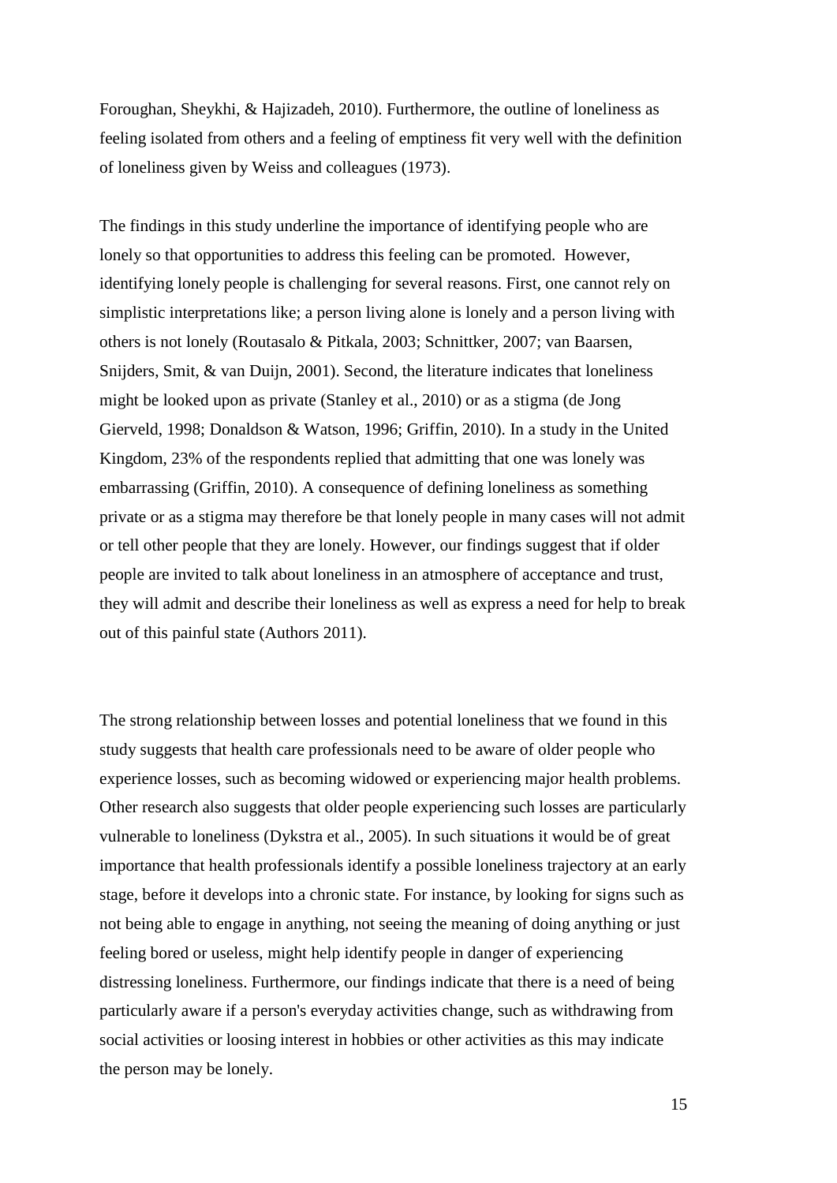Foroughan, Sheykhi, & Hajizadeh, 2010). Furthermore, the outline of loneliness as feeling isolated from others and a feeling of emptiness fit very well with the definition of loneliness given by Weiss and colleagues (1973).

The findings in this study underline the importance of identifying people who are lonely so that opportunities to address this feeling can be promoted. However, identifying lonely people is challenging for several reasons. First, one cannot rely on simplistic interpretations like; a person living alone is lonely and a person living with others is not lonely (Routasalo & Pitkala, 2003; Schnittker, 2007; van Baarsen, Snijders, Smit, & van Duijn, 2001). Second, the literature indicates that loneliness might be looked upon as private (Stanley et al., 2010) or as a stigma (de Jong Gierveld, 1998; Donaldson & Watson, 1996; Griffin, 2010). In a study in the United Kingdom, 23% of the respondents replied that admitting that one was lonely was embarrassing (Griffin, 2010). A consequence of defining loneliness as something private or as a stigma may therefore be that lonely people in many cases will not admit or tell other people that they are lonely. However, our findings suggest that if older people are invited to talk about loneliness in an atmosphere of acceptance and trust, they will admit and describe their loneliness as well as express a need for help to break out of this painful state (Authors 2011).

The strong relationship between losses and potential loneliness that we found in this study suggests that health care professionals need to be aware of older people who experience losses, such as becoming widowed or experiencing major health problems. Other research also suggests that older people experiencing such losses are particularly vulnerable to loneliness (Dykstra et al., 2005). In such situations it would be of great importance that health professionals identify a possible loneliness trajectory at an early stage, before it develops into a chronic state. For instance, by looking for signs such as not being able to engage in anything, not seeing the meaning of doing anything or just feeling bored or useless, might help identify people in danger of experiencing distressing loneliness. Furthermore, our findings indicate that there is a need of being particularly aware if a person's everyday activities change, such as withdrawing from social activities or loosing interest in hobbies or other activities as this may indicate the person may be lonely.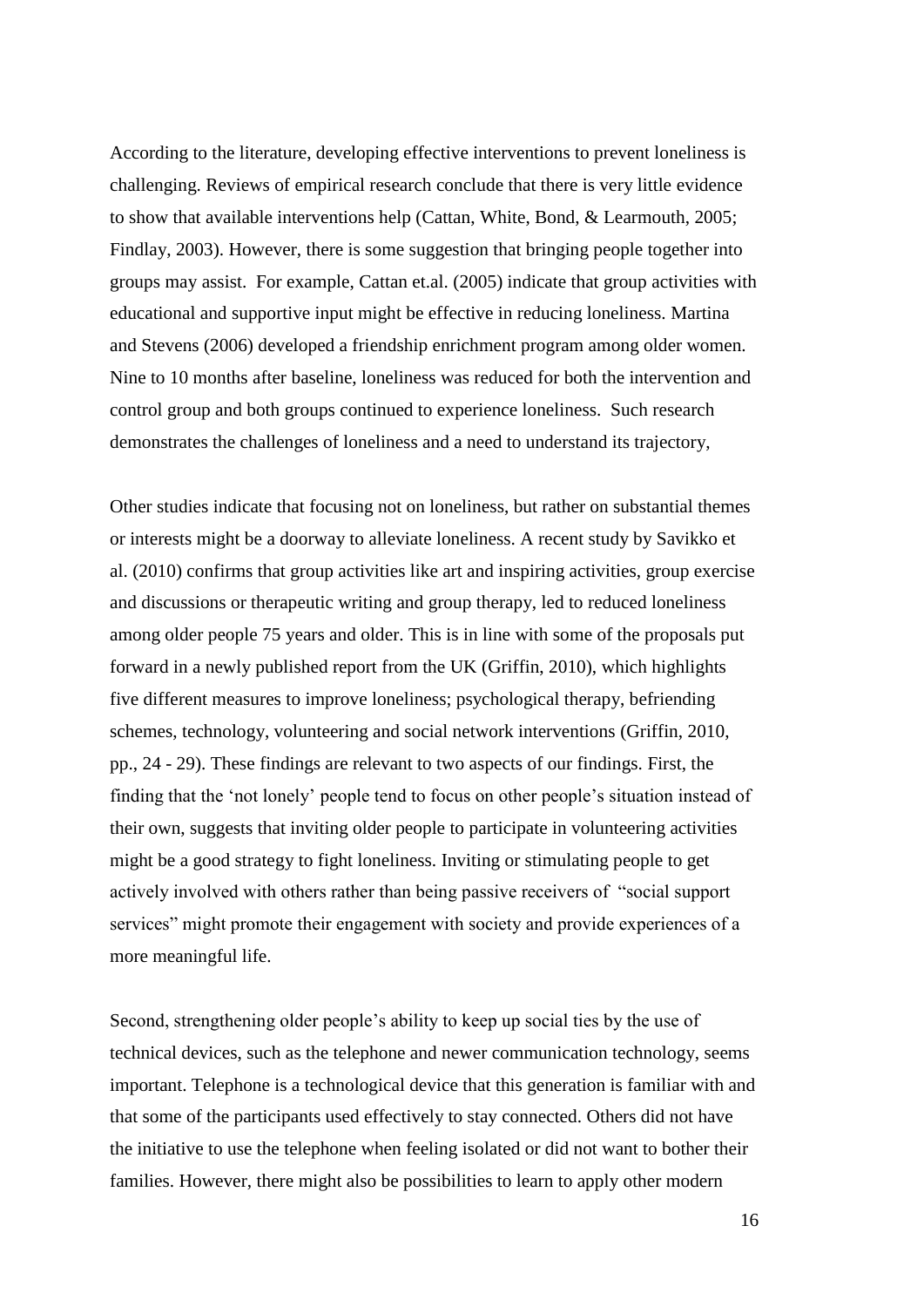According to the literature, developing effective interventions to prevent loneliness is challenging. Reviews of empirical research conclude that there is very little evidence to show that available interventions help (Cattan, White, Bond, & Learmouth, 2005; Findlay, 2003). However, there is some suggestion that bringing people together into groups may assist. For example, Cattan et.al. (2005) indicate that group activities with educational and supportive input might be effective in reducing loneliness. Martina and Stevens (2006) developed a friendship enrichment program among older women. Nine to 10 months after baseline, loneliness was reduced for both the intervention and control group and both groups continued to experience loneliness. Such research demonstrates the challenges of loneliness and a need to understand its trajectory,

Other studies indicate that focusing not on loneliness, but rather on substantial themes or interests might be a doorway to alleviate loneliness. A recent study by Savikko et al. (2010) confirms that group activities like art and inspiring activities, group exercise and discussions or therapeutic writing and group therapy, led to reduced loneliness among older people 75 years and older. This is in line with some of the proposals put forward in a newly published report from the UK (Griffin, 2010), which highlights five different measures to improve loneliness; psychological therapy, befriending schemes, technology, volunteering and social network interventions (Griffin, 2010, pp., 24 - 29). These findings are relevant to two aspects of our findings. First, the finding that the 'not lonely' people tend to focus on other people's situation instead of their own, suggests that inviting older people to participate in volunteering activities might be a good strategy to fight loneliness. Inviting or stimulating people to get actively involved with others rather than being passive receivers of "social support services" might promote their engagement with society and provide experiences of a more meaningful life.

Second, strengthening older people's ability to keep up social ties by the use of technical devices, such as the telephone and newer communication technology, seems important. Telephone is a technological device that this generation is familiar with and that some of the participants used effectively to stay connected. Others did not have the initiative to use the telephone when feeling isolated or did not want to bother their families. However, there might also be possibilities to learn to apply other modern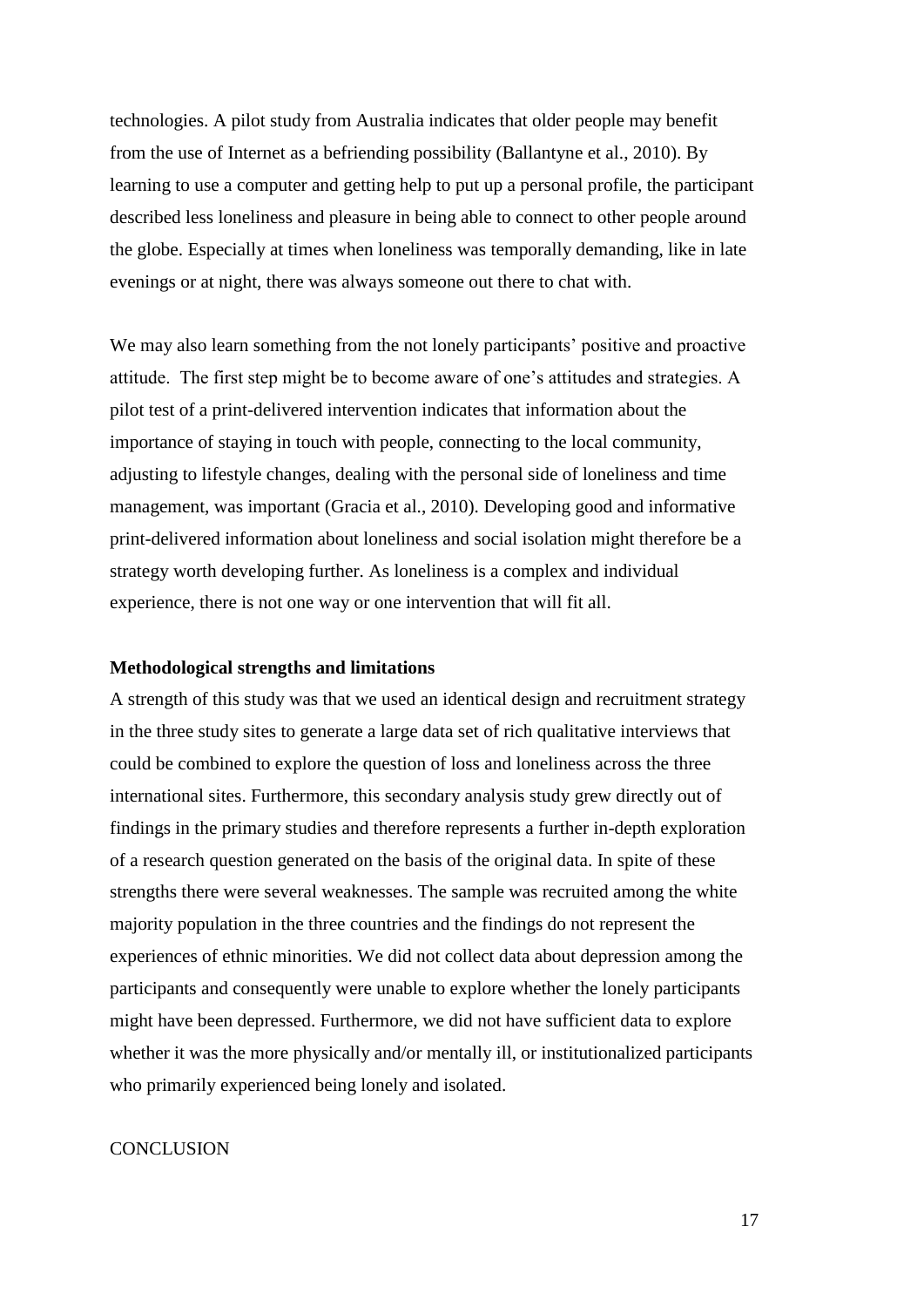technologies. A pilot study from Australia indicates that older people may benefit from the use of Internet as a befriending possibility (Ballantyne et al., 2010). By learning to use a computer and getting help to put up a personal profile, the participant described less loneliness and pleasure in being able to connect to other people around the globe. Especially at times when loneliness was temporally demanding, like in late evenings or at night, there was always someone out there to chat with.

We may also learn something from the not lonely participants' positive and proactive attitude. The first step might be to become aware of one's attitudes and strategies. A pilot test of a print-delivered intervention indicates that information about the importance of staying in touch with people, connecting to the local community, adjusting to lifestyle changes, dealing with the personal side of loneliness and time management, was important (Gracia et al., 2010). Developing good and informative print-delivered information about loneliness and social isolation might therefore be a strategy worth developing further. As loneliness is a complex and individual experience, there is not one way or one intervention that will fit all.

### Methodological strengths and limitations

A strength of this study was that we used an identical design and recruitment strategy in the three study sites to generate a large data set of rich qualitative interviews that could be combined to explore the question of loss and loneliness across the three international sites. Furthermore, this secondary analysis study grew directly out of findings in the primary studies and therefore represents a further in-depth exploration of a research question generated on the basis of the original data. In spite of these strengths there were several weaknesses. The sample was recruited among the white majority population in the three countries and the findings do not represent the experiences of ethnic minorities. We did not collect data about depression among the participants and consequently were unable to explore whether the lonely participants might have been depressed. Furthermore, we did not have sufficient data to explore whether it was the more physically and/or mentally ill, or institutionalized participants who primarily experienced being lonely and isolated.

## CONCLUSION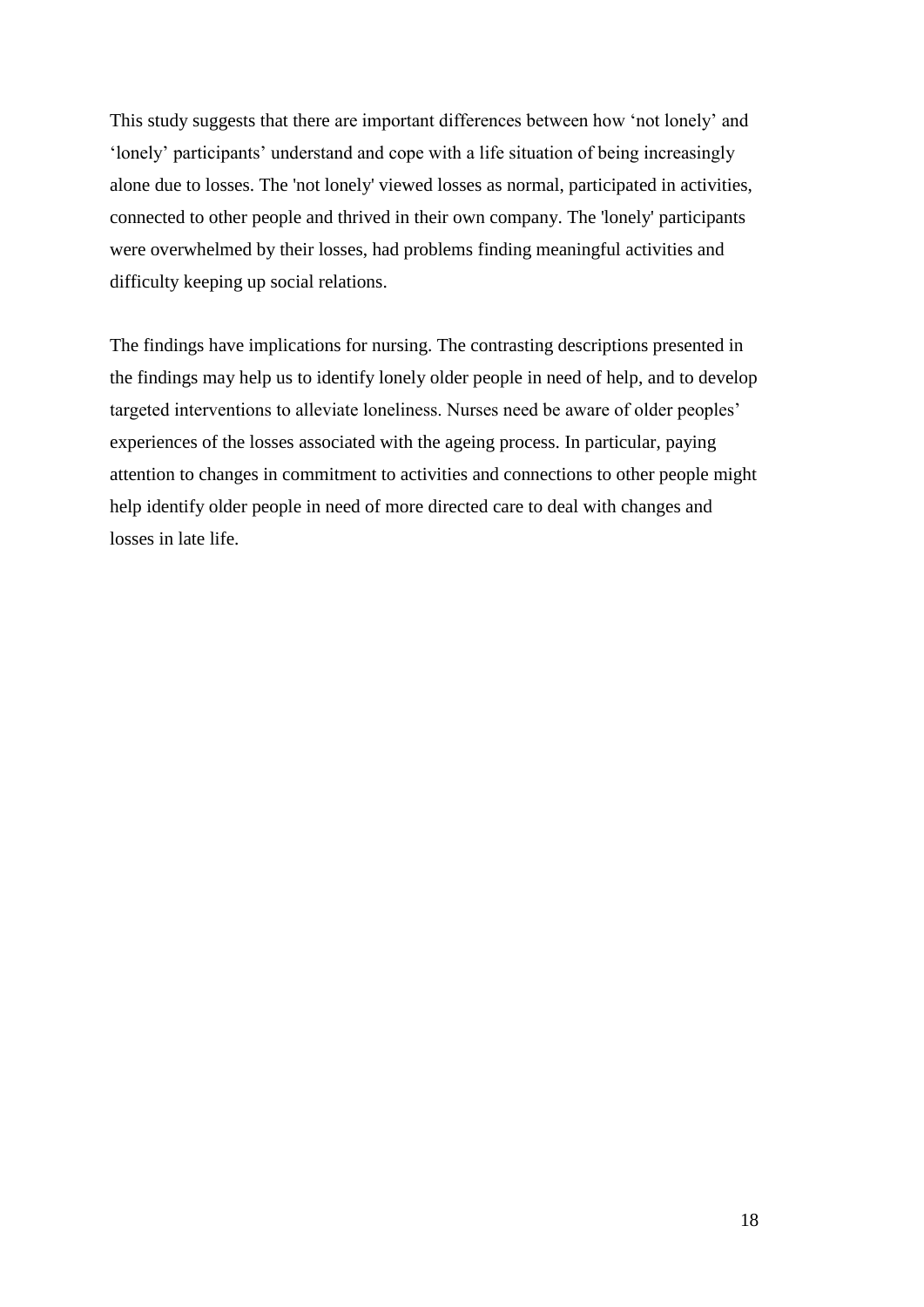This study suggests that there are important differences between how 'not lonely' and 'lonely' participants' understand and cope with a life situation of being increasingly alone due to losses. The 'not lonely' viewed losses as normal, participated in activities, connected to other people and thrived in their own company. The 'lonely' participants were overwhelmed by their losses, had problems finding meaningful activities and difficulty keeping up social relations.

The findings have implications for nursing. The contrasting descriptions presented in the findings may help us to identify lonely older people in need of help, and to develop targeted interventions to alleviate loneliness. Nurses need be aware of older peoples' experiences of the losses associated with the ageing process. In particular, paying attention to changes in commitment to activities and connections to other people might help identify older people in need of more directed care to deal with changes and losses in late life.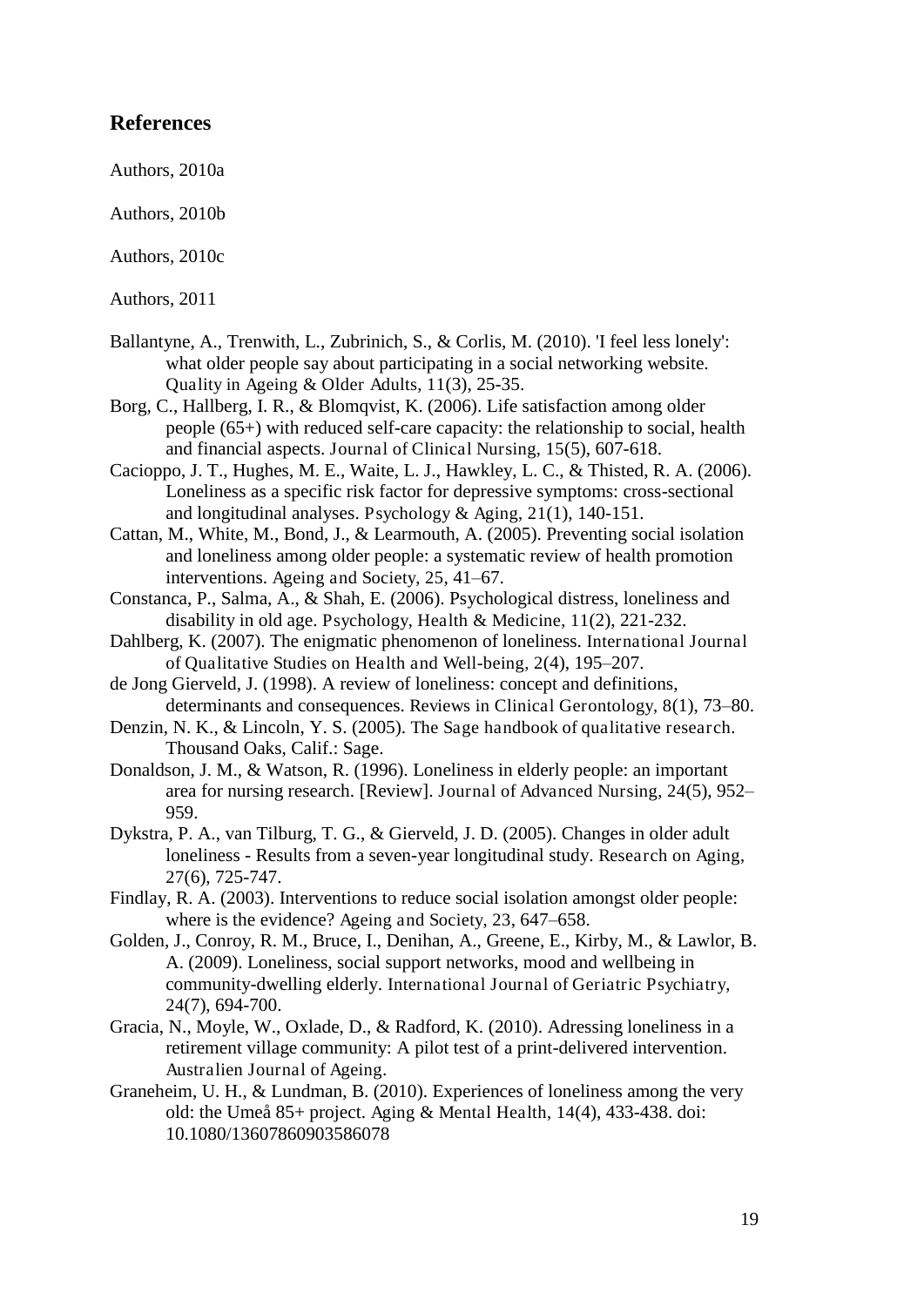## References

Authors, 2010a

Authors, 2010b

Authors, 2010c

Authors, 2011

Ballantyne, A., Trenwith, L., Zubrinich, S., & Corlis, M. (2010). 'I feel less lonely': what older people say about participating in a social networking website. *Quality in Ageing & Older Adults*, 11(3), 25-35.

Borg, C., Hallberg, I. R., & Blomqvist, K. (2006). Life satisfaction among older people (65+) with reduced self-care capacity: the relationship to social, health and financial aspects. *Journal of Clinical Nursing*, 15(5), 607-618.

Cacioppo, J. T., Hughes, M. E., Waite, L. J., Hawkley, L. C., & Thisted, R. A. (2006). Loneliness as a specific risk factor for depressive symptoms: cross-sectional and longitudinal analyses. *Psychology & Aging*, 21(1), 140-151.

Cattan, M., White, M., Bond, J., & Learmouth, A. (2005). Preventing social isolation and loneliness among older people: a systematic review of health promotion interventions. *Ageing and Society*, 25, 41–67.

Constanca, P., Salma, A., & Shah, E. (2006). Psychological distress, loneliness and disability in old age. *Psychology, Health & Medicine*, 11(2), 221-232.

Dahlberg, K. (2007). The enigmatic phenomenon of loneliness. *International Journal of Qualitative Studies on Health and Well-being*, 2(4), 195–207.

de Jong Gierveld, J. (1998). A review of loneliness: concept and definitions, determinants and consequences. *Reviews in Clinical Gerontology*, 8(1), 73–80.

Denzin, N. K., & Lincoln, Y. S. (2005). *The Sage handbook of qualitative research*. Thousand Oaks, Calif.: Sage.

Donaldson, J. M., & Watson, R. (1996). Loneliness in elderly people: an important area for nursing research. [Review]. *Journal of Advanced Nursing*, 24(5), 952–959.

Dykstra, P. A., van Tilburg, T. G., & Gierveld, J. D. (2005). Changes in older adult loneliness - Results from a seven-year longitudinal study. *Research on Aging*, 27(6), 725-747.

Findlay, R. A. (2003). Interventions to reduce social isolation amongst older people: where is the evidence? *Ageing and Society*, 23, 647–658.

Golden, J., Conroy, R. M., Bruce, I., Denihan, A., Greene, E., Kirby, M., & Lawlor, B. A. (2009). Loneliness, social support networks, mood and wellbeing in community-dwelling elderly. *International Journal of Geriatric Psychiatry*, 24(7), 694-700.

Gracia, N., Moyle, W., Oxlade, D., & Radford, K. (2010). Adressing loneliness in a retirement village community: A pilot test of a print-delivered intervention. *Australien Journal of Ageing*.

Graneheim, U. H., & Lundman, B. (2010). Experiences of loneliness among the very old: the Umeå 85+ project. *Aging & Mental Health*, 14(4), 433-438. doi: 10.1080/13607860903586078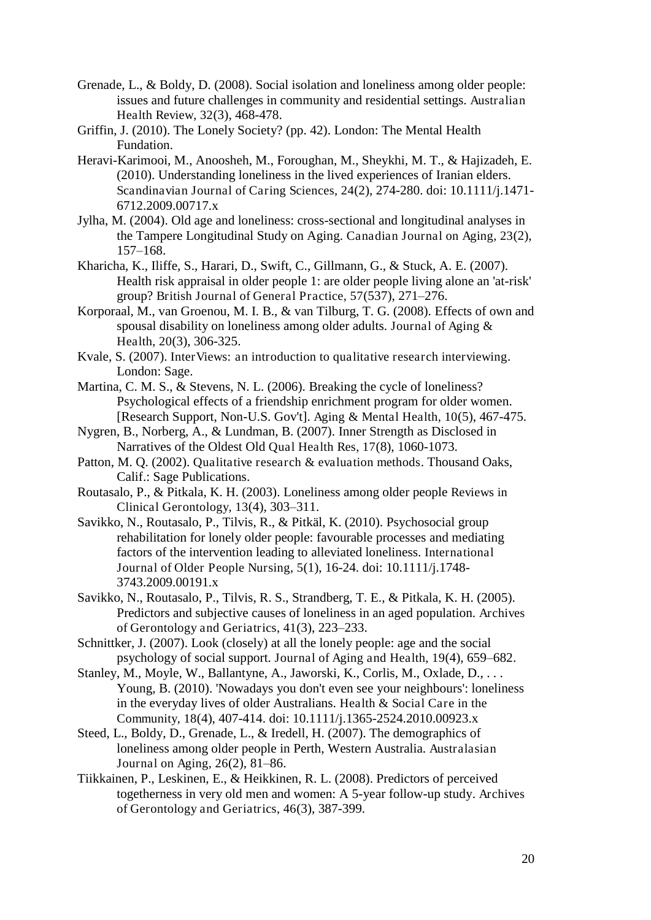Grenade, L., & Boldy, D. (2008). Social isolation and loneliness among older people: issues and future challenges in community and residential settings. *Australian Health Review*, 32(3), 468-478.

Griffin, J. (2010). The Lonely Society? (pp. 42). London: The Mental Health Fundation.

Heravi-Karimooi, M., Anoosheh, M., Foroughan, M., Sheykhi, M. T., & Hajizadeh, E. (2010). Understanding loneliness in the lived experiences of Iranian elders. *Scandinavian Journal of Caring Sciences*, 24(2), 274-280. doi: 10.1111/j.1471-6712.2009.00717.x

Jylha, M. (2004). Old age and loneliness: cross-sectional and longitudinal analyses in the Tampere Longitudinal Study on Aging. *Canadian Journal on Aging*, 23(2), 157–168.

Kharicha, K., Iliffe, S., Harari, D., Swift, C., Gillmann, G., & Stuck, A. E. (2007). Health risk appraisal in older people 1: are older people living alone an 'at-risk' group? *British Journal of General Practice*, 57(537), 271–276.

Korporaal, M., van Groenou, M. I. B., & van Tilburg, T. G. (2008). Effects of own and spousal disability on loneliness among older adults. *Journal of Aging & Health*, 20(3), 306-325.

Kvale, S. (2007). *InterViews: an introduction to qualitative research interviewing*. London: Sage.

Martina, C. M. S., & Stevens, N. L. (2006). Breaking the cycle of loneliness? Psychological effects of a friendship enrichment program for older women. [Research Support, Non-U.S. Gov't]. *Aging & Mental Health*, 10(5), 467-475.

Nygren, B., Norberg, A., & Lundman, B. (2007). Inner Strength as Disclosed in Narratives of the Oldest Old *Qual Health Res*, 17(8), 1060-1073.

Patton, M. Q. (2002). *Qualitative research & evaluation methods*. Thousand Oaks, Calif.: Sage Publications.

Routasalo, P., & Pitkala, K. H. (2003). Loneliness among older people *Reviews in Clinical Gerontology*, 13(4), 303–311.

Savikko, N., Routasalo, P., Tilvis, R., & Pitkäl, K. (2010). Psychosocial group rehabilitation for lonely older people: favourable processes and mediating factors of the intervention leading to alleviated loneliness. *International Journal of Older People Nursing*, 5(1), 16-24. doi: 10.1111/j.1748-3743.2009.00191.x

Savikko, N., Routasalo, P., Tilvis, R. S., Strandberg, T. E., & Pitkala, K. H. (2005). Predictors and subjective causes of loneliness in an aged population. *Archives of Gerontology and Geriatrics*, 41(3), 223–233.

Schnittker, J. (2007). Look (closely) at all the lonely people: age and the social psychology of social support. *Journal of Aging and Health*, 19(4), 659–682.

Stanley, M., Moyle, W., Ballantyne, A., Jaworski, K., Corlis, M., Oxlade, D., . . . Young, B. (2010). 'Nowadays you don't even see your neighbours': loneliness in the everyday lives of older Australians. *Health & Social Care in the Community*, 18(4), 407-414. doi: 10.1111/j.1365-2524.2010.00923.x

Steed, L., Boldy, D., Grenade, L., & Iredell, H. (2007). The demographics of loneliness among older people in Perth, Western Australia. *Australasian Journal on Aging*, 26(2), 81–86.

Tiikkainen, P., Leskinen, E., & Heikkinen, R. L. (2008). Predictors of perceived togetherness in very old men and women: A 5-year follow-up study. *Archives of Gerontology and Geriatrics*, 46(3), 387-399.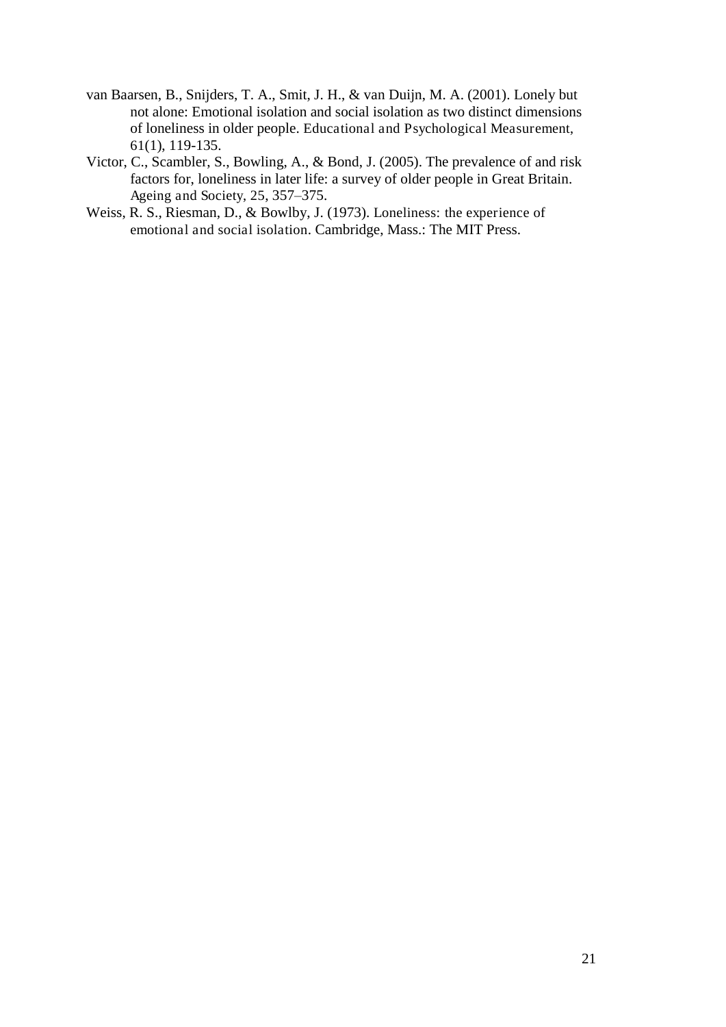van Baarsen, B., Snijders, T. A., Smit, J. H., & van Duijn, M. A. (2001). Lonely but not alone: Emotional isolation and social isolation as two distinct dimensions of loneliness in older people. Educational and Psychological Measurement, 61(1), 119-135.

Victor, C., Scambler, S., Bowling, A., & Bond, J. (2005). The prevalence of and risk factors for, loneliness in later life: a survey of older people in Great Britain. Ageing and Society, 25, 357–375.

Weiss, R. S., Riesman, D., & Bowlby, J. (1973). Loneliness: the experience of emotional and social isolation. Cambridge, Mass.: The MIT Press.